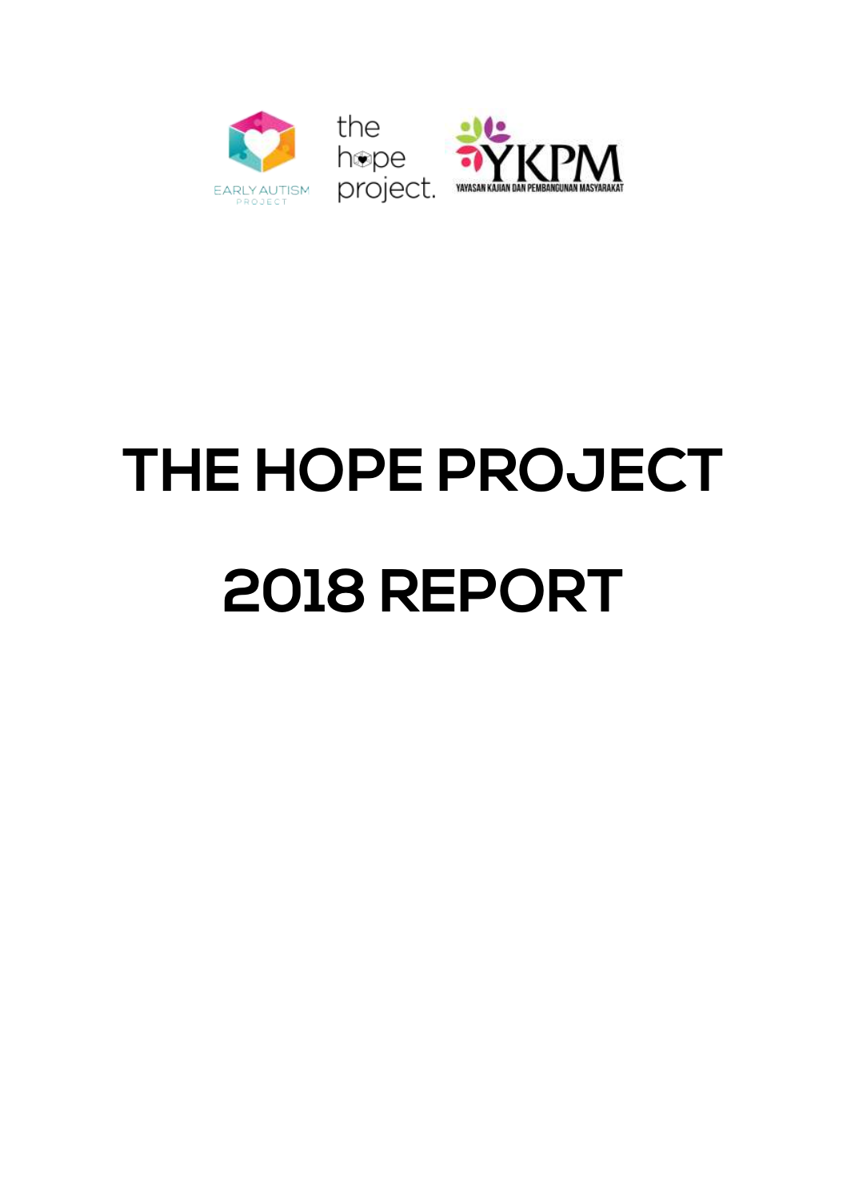EARLY AUTISM PROJECT

the hope project.

YKPM

YAYASAN KAJIAN DAN PEMBANGUNAN MASYARAKAT

# THE HOPE PROJECT

# 2018 REPORT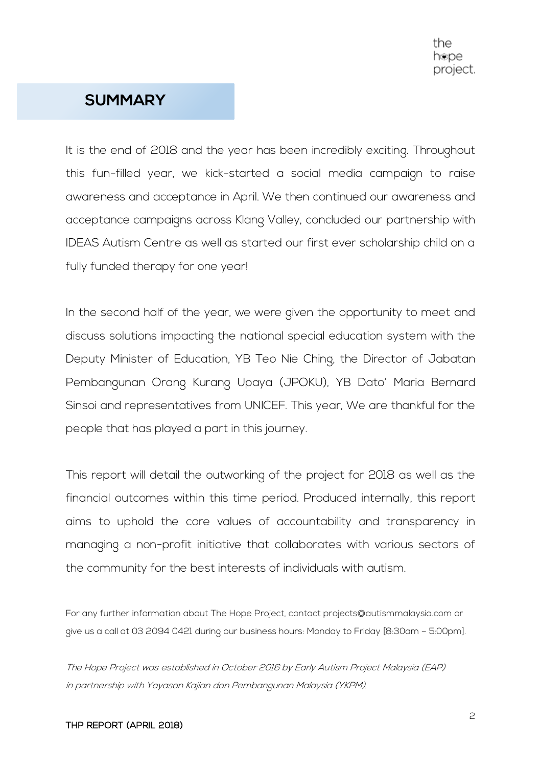## SUMMARY

It is the end of 2018 and the year has been incredibly exciting. Throughout this fun-filled year, we kick-started a social media campaign to raise awareness and acceptance in April. We then continued our awareness and acceptance campaigns across Klang Valley, concluded our partnership with IDEAS Autism Centre as well as started our first ever scholarship child on a fully funded therapy for one year!

In the second half of the year, we were given the opportunity to meet and discuss solutions impacting the national special education system with the Deputy Minister of Education, YB Teo Nie Ching, the Director of Jabatan Pembangunan Orang Kurang Upaya (JPOKU), YB Dato' Maria Bernard Sinsoi and representatives from UNICEF. This year, We are thankful for the people that has played a part in this journey.

This report will detail the outworking of the project for 2018 as well as the financial outcomes within this time period. Produced internally, this report aims to uphold the core values of accountability and transparency in managing a non-profit initiative that collaborates with various sectors of the community for the best interests of individuals with autism.

For any further information about The Hope Project, contact projects@autismmalaysia.com or give us a call at 03 2094 0421 during our business hours: Monday to Friday [8:30am – 5:00pm].

*The Hope Project was established in October 2016 by Early Autism Project Malaysia (EAP) in partnership with Yayasan Kajian dan Pembangunan Malaysia (YKPM).*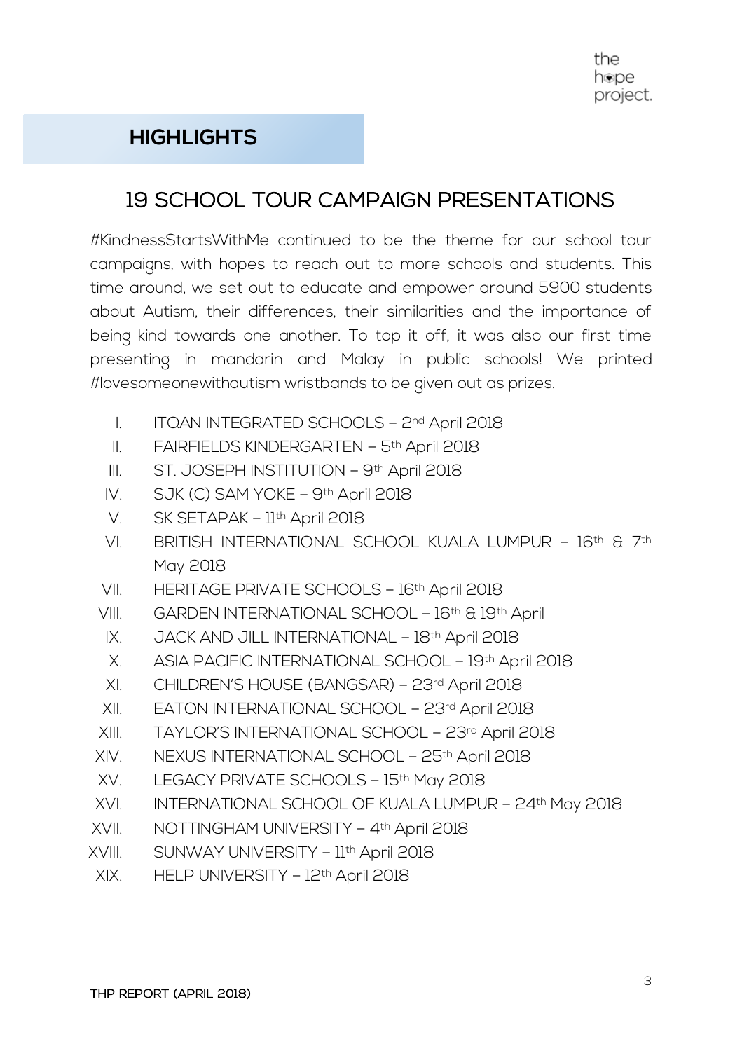## HIGHLIGHTS

# 19 SCHOOL TOUR CAMPAIGN PRESENTATIONS

#KindnessStartsWithMe continued to be the theme for our school tour campaigns, with hopes to reach out to more schools and students. This time around, we set out to educate and empower around 5900 students about Autism, their differences, their similarities and the importance of being kind towards one another. To top it off, it was also our first time presenting in mandarin and Malay in public schools! We printed #lovesomeonewithautism wristbands to be given out as prizes.

I. ITQAN INTEGRATED SCHOOLS – 2nd April 2018
II. FAIRFIELDS KINDERGARTEN – 5th April 2018
III. ST. JOSEPH INSTITUTION – 9th April 2018
IV. SJK (C) SAM YOKE – 9th April 2018
V. SK SETAPAK – 11th April 2018
VI. BRITISH INTERNATIONAL SCHOOL KUALA LUMPUR – 16th & 7th May 2018
VII. HERITAGE PRIVATE SCHOOLS – 16th April 2018
VIII. GARDEN INTERNATIONAL SCHOOL – 16th & 19th April
IX. JACK AND JILL INTERNATIONAL – 18th April 2018
X. ASIA PACIFIC INTERNATIONAL SCHOOL – 19th April 2018
XI. CHILDREN'S HOUSE (BANGSAR) – 23rd April 2018
XII. EATON INTERNATIONAL SCHOOL – 23rd April 2018
XIII. TAYLOR'S INTERNATIONAL SCHOOL – 23rd April 2018
XIV. NEXUS INTERNATIONAL SCHOOL – 25th April 2018
XV. LEGACY PRIVATE SCHOOLS – 15th May 2018
XVI. INTERNATIONAL SCHOOL OF KUALA LUMPUR – 24th May 2018
XVII. NOTTINGHAM UNIVERSITY – 4th April 2018
XVIII. SUNWAY UNIVERSITY – 11th April 2018
XIX. HELP UNIVERSITY – 12th April 2018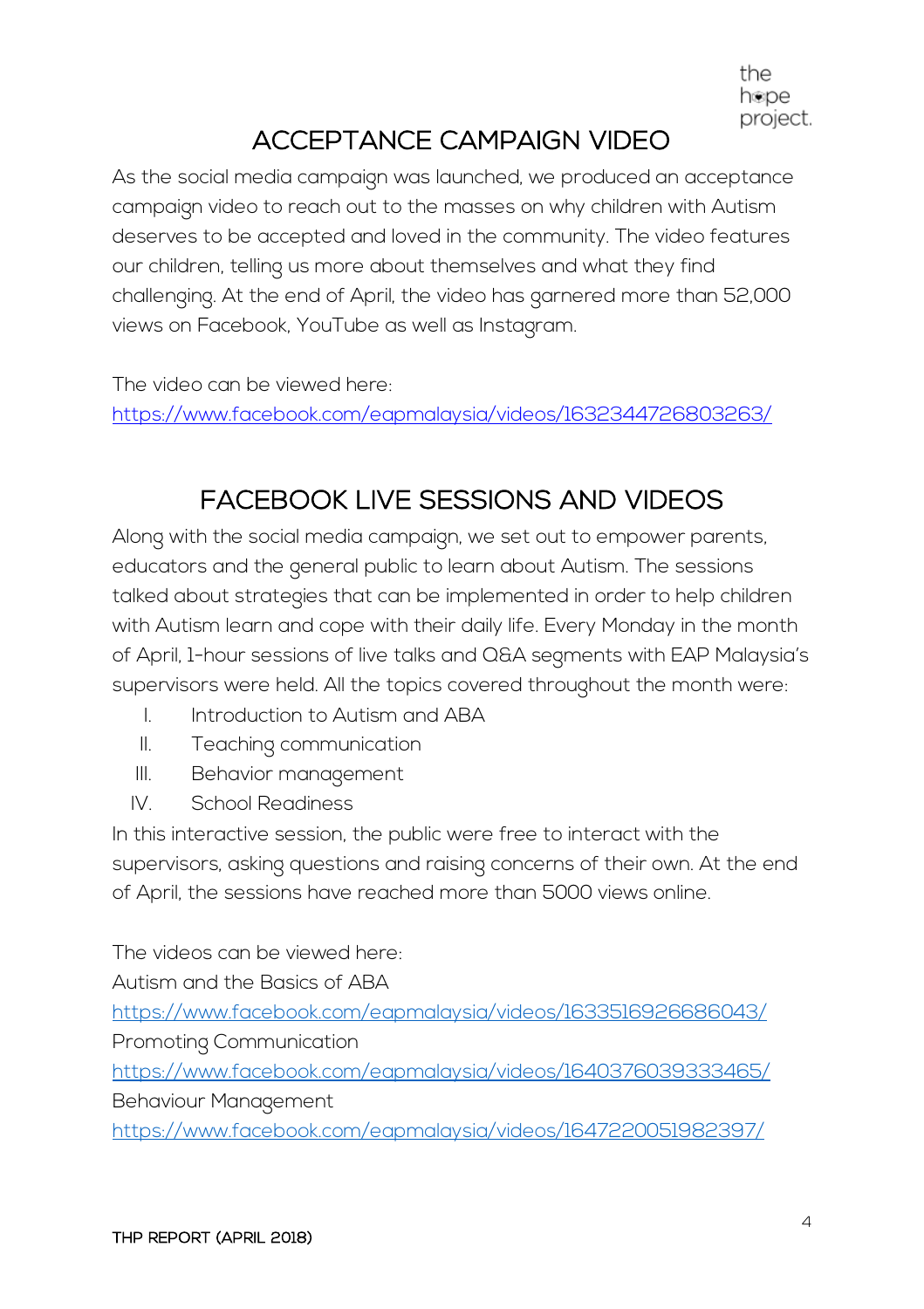## ACCEPTANCE CAMPAIGN VIDEO

As the social media campaign was launched, we produced an acceptance campaign video to reach out to the masses on why children with Autism deserves to be accepted and loved in the community. The video features our children, telling us more about themselves and what they find challenging. At the end of April, the video has garnered more than 52,000 views on Facebook, YouTube as well as Instagram.

The video can be viewed here:
https://www.facebook.com/eapmalaysia/videos/1632344726803263/

## FACEBOOK LIVE SESSIONS AND VIDEOS

Along with the social media campaign, we set out to empower parents, educators and the general public to learn about Autism. The sessions talked about strategies that can be implemented in order to help children with Autism learn and cope with their daily life. Every Monday in the month of April, 1-hour sessions of live talks and Q&A segments with EAP Malaysia's supervisors were held. All the topics covered throughout the month were:

I. Introduction to Autism and ABA
II. Teaching communication
III. Behavior management
IV. School Readiness

In this interactive session, the public were free to interact with the supervisors, asking questions and raising concerns of their own. At the end of April, the sessions have reached more than 5000 views online.

The videos can be viewed here:
Autism and the Basics of ABA
https://www.facebook.com/eapmalaysia/videos/1633516926686043/
Promoting Communication
https://www.facebook.com/eapmalaysia/videos/1640376039333465/
Behaviour Management
https://www.facebook.com/eapmalaysia/videos/1647220051982397/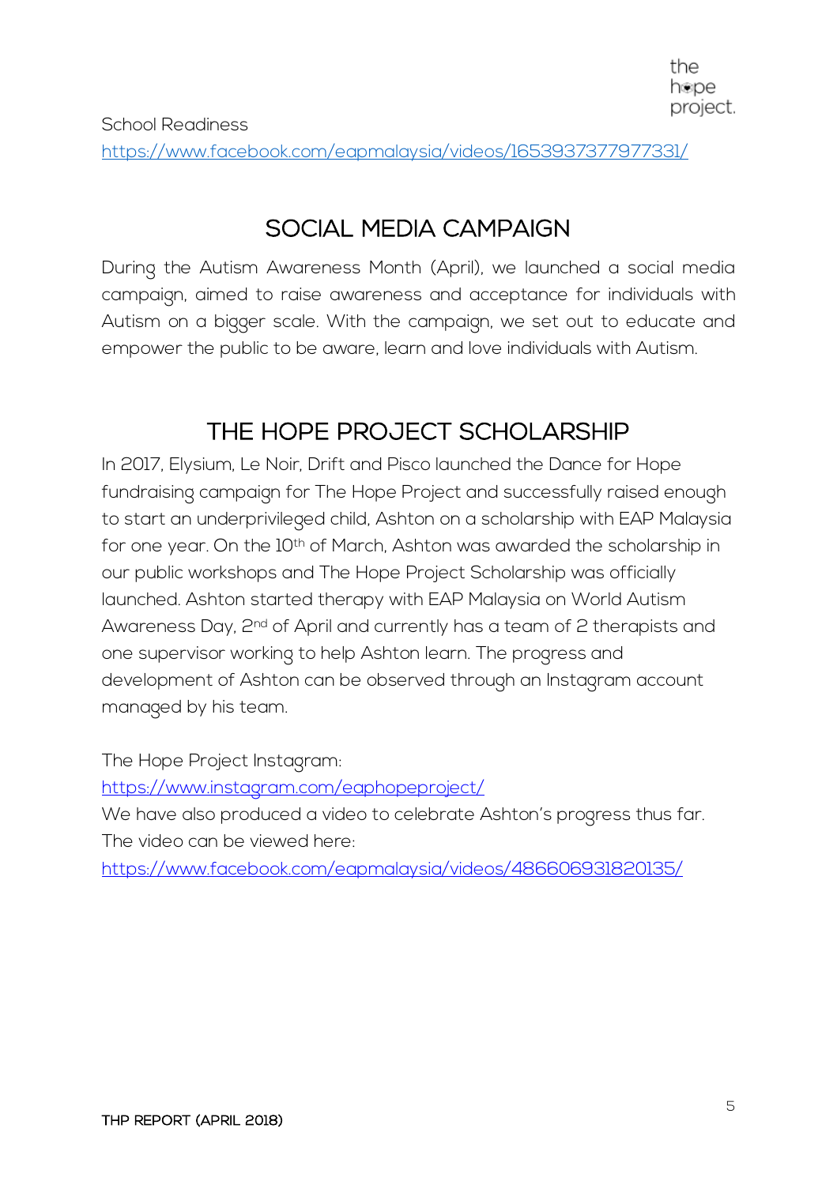School Readiness
https://www.facebook.com/eapmalaysia/videos/1653937377977331/

## SOCIAL MEDIA CAMPAIGN

During the Autism Awareness Month (April), we launched a social media campaign, aimed to raise awareness and acceptance for individuals with Autism on a bigger scale. With the campaign, we set out to educate and empower the public to be aware, learn and love individuals with Autism.

## THE HOPE PROJECT SCHOLARSHIP

In 2017, Elysium, Le Noir, Drift and Pisco launched the Dance for Hope fundraising campaign for The Hope Project and successfully raised enough to start an underprivileged child, Ashton on a scholarship with EAP Malaysia for one year. On the 10th of March, Ashton was awarded the scholarship in our public workshops and The Hope Project Scholarship was officially launched. Ashton started therapy with EAP Malaysia on World Autism Awareness Day, 2nd of April and currently has a team of 2 therapists and one supervisor working to help Ashton learn. The progress and development of Ashton can be observed through an Instagram account managed by his team.

The Hope Project Instagram:
https://www.instagram.com/eaphopeproject/
We have also produced a video to celebrate Ashton's progress thus far. The video can be viewed here:
https://www.facebook.com/eapmalaysia/videos/486606931820135/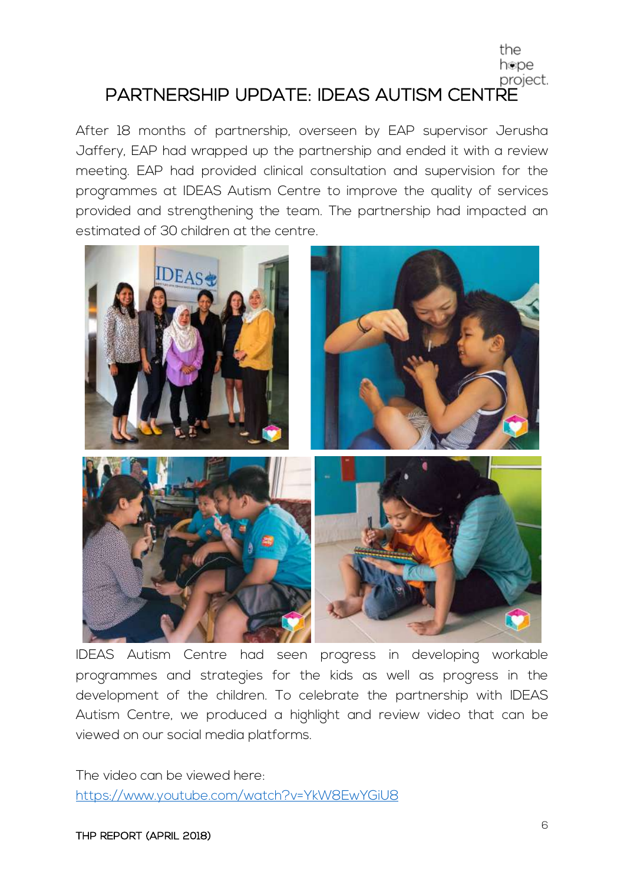# PARTNERSHIP UPDATE: IDEAS AUTISM CENTRE

After 18 months of partnership, overseen by EAP supervisor Jerusha Jaffery, EAP had wrapped up the partnership and ended it with a review meeting. EAP had provided clinical consultation and supervision for the programmes at IDEAS Autism Centre to improve the quality of services provided and strengthening the team. The partnership had impacted an estimated of 30 children at the centre.

IDEAS Autism Centre had seen progress in developing workable programmes and strategies for the kids as well as progress in the development of the children. To celebrate the partnership with IDEAS Autism Centre, we produced a highlight and review video that can be viewed on our social media platforms.

The video can be viewed here:
https://www.youtube.com/watch?v=YkW8EwYGiU8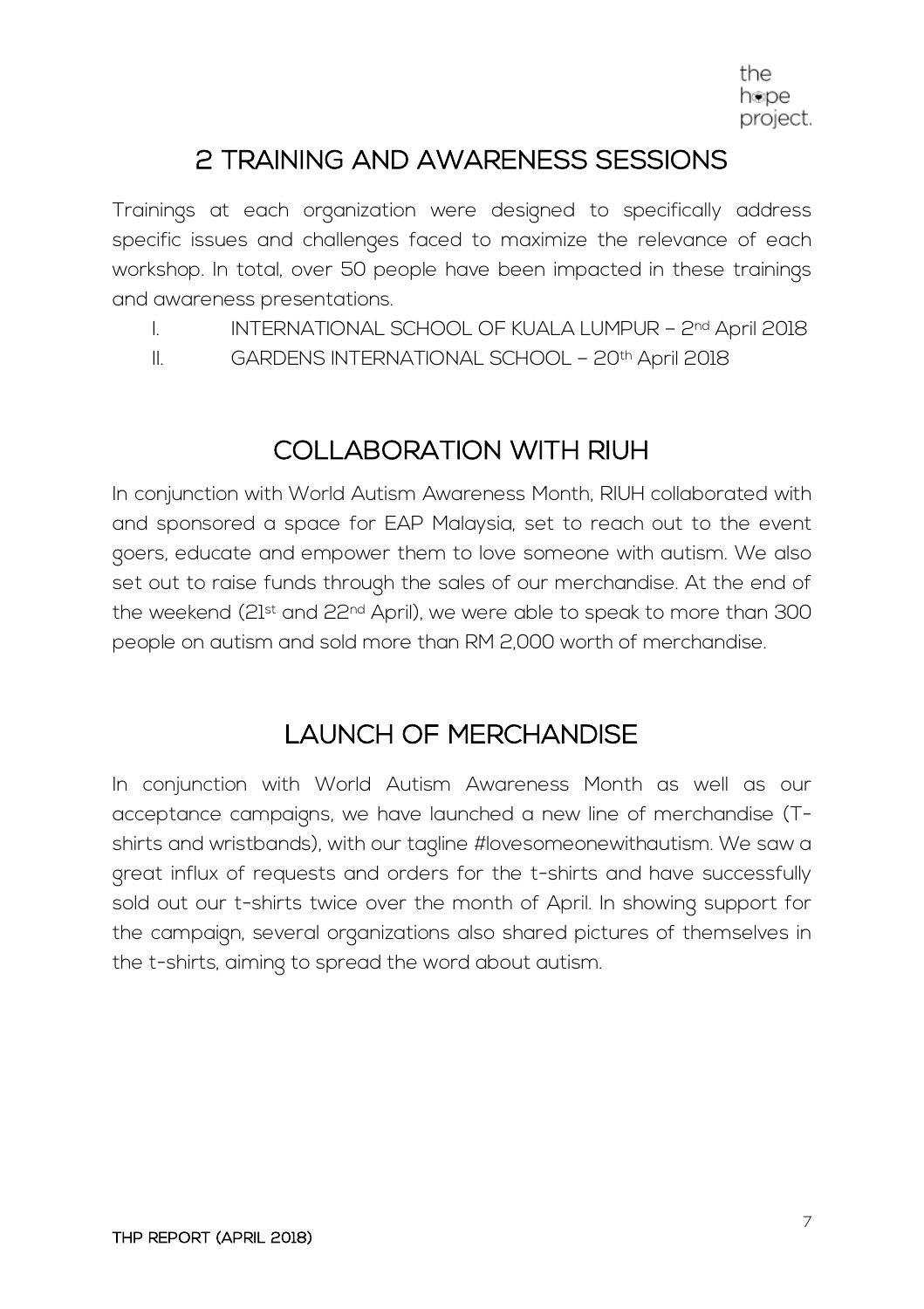## 2 TRAINING AND AWARENESS SESSIONS

Trainings at each organization were designed to specifically address specific issues and challenges faced to maximize the relevance of each workshop. In total, over 50 people have been impacted in these trainings and awareness presentations.

I. INTERNATIONAL SCHOOL OF KUALA LUMPUR – 2nd April 2018
II. GARDENS INTERNATIONAL SCHOOL – 20th April 2018

## COLLABORATION WITH RIUH

In conjunction with World Autism Awareness Month, RIUH collaborated with and sponsored a space for EAP Malaysia, set to reach out to the event goers, educate and empower them to love someone with autism. We also set out to raise funds through the sales of our merchandise. At the end of the weekend (21st and 22nd April), we were able to speak to more than 300 people on autism and sold more than RM 2,000 worth of merchandise.

## LAUNCH OF MERCHANDISE

In conjunction with World Autism Awareness Month as well as our acceptance campaigns, we have launched a new line of merchandise (T-shirts and wristbands), with our tagline #lovesomeonewithautism. We saw a great influx of requests and orders for the t-shirts and have successfully sold out our t-shirts twice over the month of April. In showing support for the campaign, several organizations also shared pictures of themselves in the t-shirts, aiming to spread the word about autism.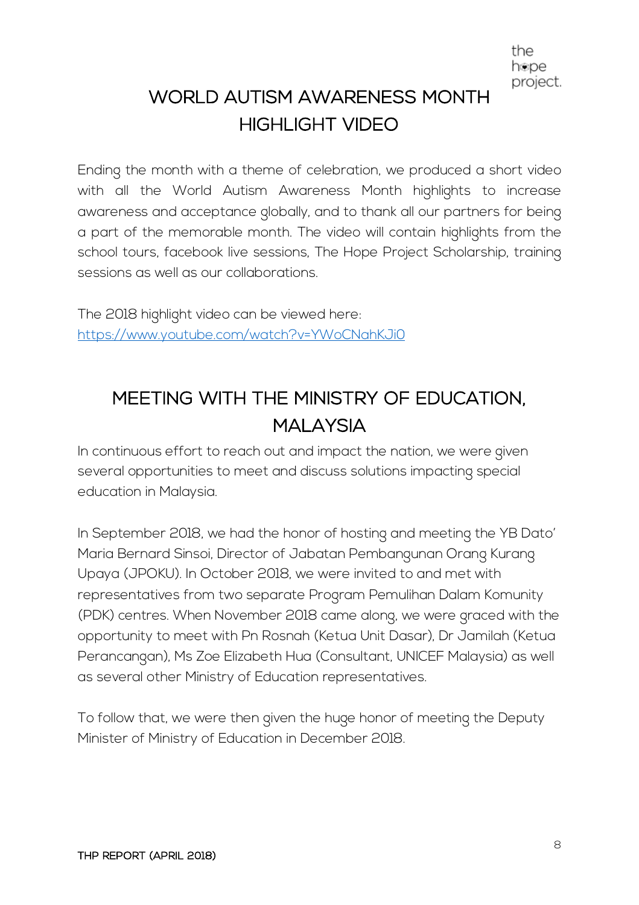# WORLD AUTISM AWARENESS MONTH HIGHLIGHT VIDEO

Ending the month with a theme of celebration, we produced a short video with all the World Autism Awareness Month highlights to increase awareness and acceptance globally, and to thank all our partners for being a part of the memorable month. The video will contain highlights from the school tours, facebook live sessions, The Hope Project Scholarship, training sessions as well as our collaborations.

The 2018 highlight video can be viewed here:
[https://www.youtube.com/watch?v=YWoCNahKJi0](https://www.youtube.com/watch?v=YWoCNahKJi0)

# MEETING WITH THE MINISTRY OF EDUCATION, MALAYSIA

In continuous effort to reach out and impact the nation, we were given several opportunities to meet and discuss solutions impacting special education in Malaysia.

In September 2018, we had the honor of hosting and meeting the YB Dato' Maria Bernard Sinsoi, Director of Jabatan Pembangunan Orang Kurang Upaya (JPOKU). In October 2018, we were invited to and met with representatives from two separate Program Pemulihan Dalam Komunity (PDK) centres. When November 2018 came along, we were graced with the opportunity to meet with Pn Rosnah (Ketua Unit Dasar), Dr Jamilah (Ketua Perancangan), Ms Zoe Elizabeth Hua (Consultant, UNICEF Malaysia) as well as several other Ministry of Education representatives.

To follow that, we were then given the huge honor of meeting the Deputy Minister of Ministry of Education in December 2018.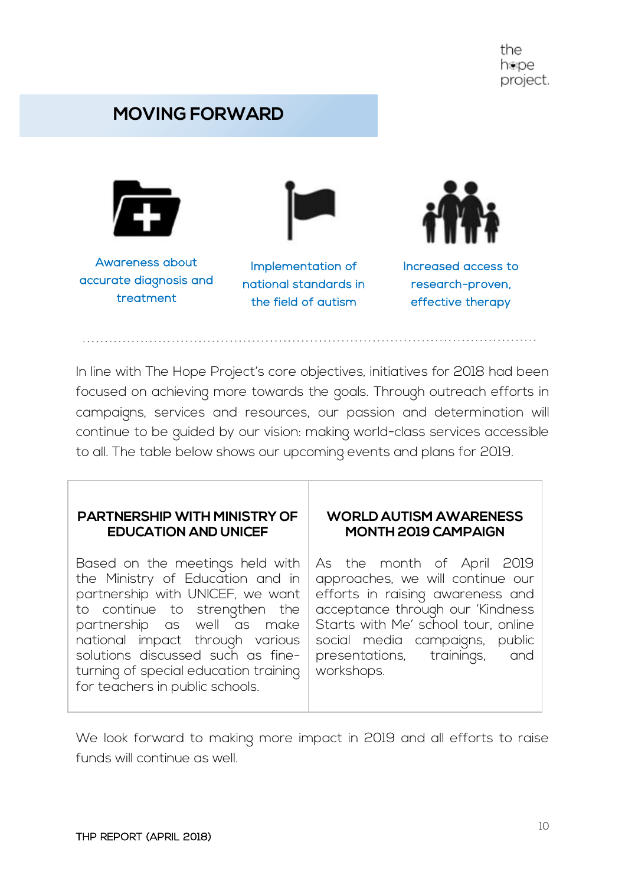## MOVING FORWARD

Awareness about accurate diagnosis and treatment

Implementation of national standards in the field of autism

Increased access to research-proven, effective therapy

In line with The Hope Project's core objectives, initiatives for 2018 had been focused on achieving more towards the goals. Through outreach efforts in campaigns, services and resources, our passion and determination will continue to be guided by our vision: making world-class services accessible to all. The table below shows our upcoming events and plans for 2019.

| PARTNERSHIP WITH MINISTRY OF EDUCATION AND UNICEF | WORLD AUTISM AWARENESS MONTH 2019 CAMPAIGN |
|---|---|
| Based on the meetings held with the Ministry of Education and in partnership with UNICEF, we want to continue to strengthen the partnership as well as make national impact through various solutions discussed such as fine-turning of special education training for teachers in public schools. | As the month of April 2019 approaches, we will continue our efforts in raising awareness and acceptance through our 'Kindness Starts with Me' school tour, online social media campaigns, public presentations, trainings, and workshops. |

We look forward to making more impact in 2019 and all efforts to raise funds will continue as well.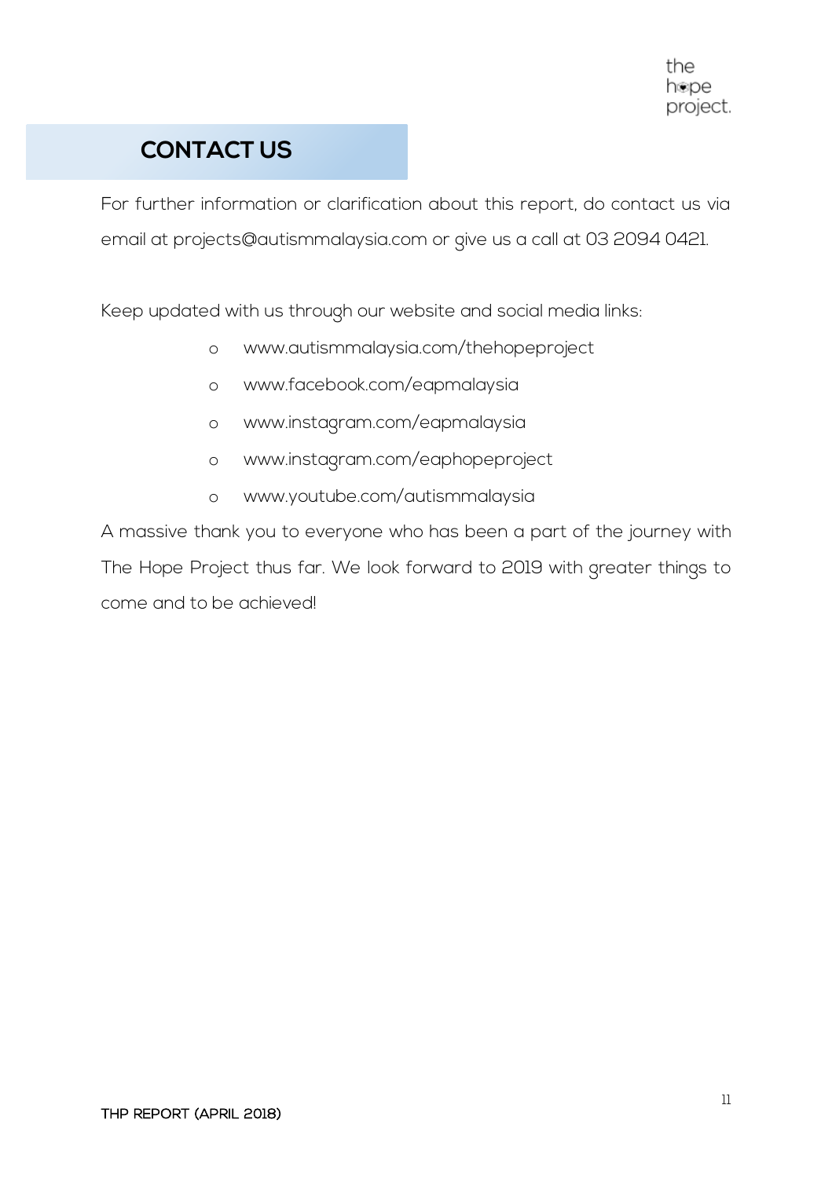## CONTACT US

For further information or clarification about this report, do contact us via email at projects@autismmalaysia.com or give us a call at 03 2094 0421.

Keep updated with us through our website and social media links:

- www.autismmalaysia.com/thehopeproject
- www.facebook.com/eapmalaysia
- www.instagram.com/eapmalaysia
- www.instagram.com/eaphopeproject
- www.youtube.com/autismmalaysia

A massive thank you to everyone who has been a part of the journey with The Hope Project thus far. We look forward to 2019 with greater things to come and to be achieved!